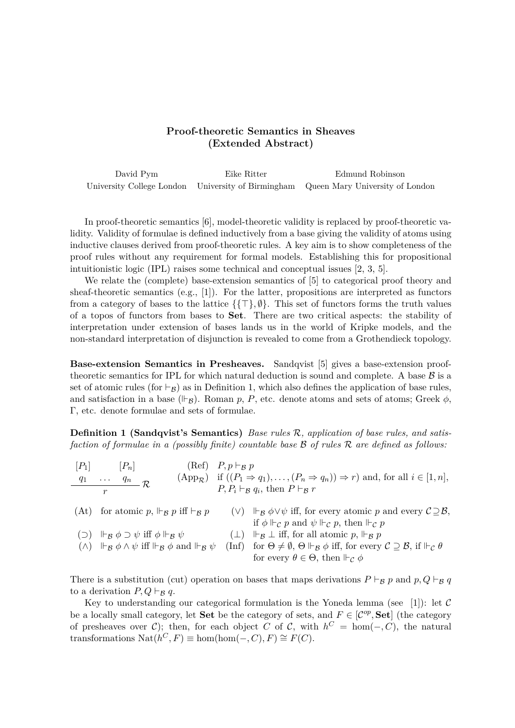# Proof-theoretic Semantics in Sheaves (Extended Abstract)

David Pym — University College London
Eike Ritter — University of Birmingham
Edmund Robinson — Queen Mary University of London

In proof-theoretic semantics [6], model-theoretic validity is replaced by proof-theoretic validity. Validity of formulae is defined inductively from a base giving the validity of atoms using inductive clauses derived from proof-theoretic rules. A key aim is to show completeness of the proof rules without any requirement for formal models. Establishing this for propositional intuitionistic logic (IPL) raises some technical and conceptual issues [2, 3, 5].

We relate the (complete) base-extension semantics of [5] to categorical proof theory and sheaf-theoretic semantics (e.g., [1]). For the latter, propositions are interpreted as functors from a category of bases to the lattice $\{\{\top\}, \emptyset\}$. This set of functors forms the truth values of a topos of functors from bases to **Set**. There are two critical aspects: the stability of interpretation under extension of bases lands us in the world of Kripke models, and the non-standard interpretation of disjunction is revealed to come from a Grothendieck topology.

**Base-extension Semantics in Presheaves.** Sandqvist [5] gives a base-extension proof-theoretic semantics for IPL for which natural deduction is sound and complete. A base $\mathcal{B}$ is a set of atomic rules (for $\vdash_{\mathcal{B}}$) as in Definition 1, which also defines the application of base rules, and satisfaction in a base ($\Vdash_{\mathcal{B}}$). Roman $p$, $P$, etc. denote atoms and sets of atoms; Greek $\phi$, $\Gamma$, etc. denote formulae and sets of formulae.

**Definition 1 (Sandqvist's Semantics)** *Base rules $\mathcal{R}$, application of base rules, and satisfaction of formulae in a (possibly finite) countable base $\mathcal{B}$ of rules $\mathcal{R}$ are defined as follows:*

$$\frac{\begin{matrix}[P_1] & & [P_n] \\ q_1 & \dots & q_n\end{matrix}}{r}\ \mathcal{R}$$

(Ref) $P, p \vdash_{\mathcal{B}} p$

(App$_{\mathcal{R}}$) if $((P_1 \Rightarrow q_1), \ldots, (P_n \Rightarrow q_n)) \Rightarrow r)$ and, for all $i \in [1, n]$, $P, P_i \vdash_{\mathcal{B}} q_i$, then $P \vdash_{\mathcal{B}} r$

(At) for atomic $p$, $\Vdash_{\mathcal{B}} p$ iff $\vdash_{\mathcal{B}} p$

($\vee$) $\Vdash_{\mathcal{B}} \phi \vee \psi$ iff, for every atomic $p$ and every $\mathcal{C} \supseteq \mathcal{B}$, if $\phi \Vdash_{\mathcal{C}} p$ and $\psi \Vdash_{\mathcal{C}} p$, then $\Vdash_{\mathcal{C}} p$

($\supset$) $\Vdash_{\mathcal{B}} \phi \supset \psi$ iff $\phi \Vdash_{\mathcal{B}} \psi$

($\bot$) $\Vdash_{\mathcal{B}} \bot$ iff, for all atomic $p$, $\Vdash_{\mathcal{B}} p$

($\wedge$) $\Vdash_{\mathcal{B}} \phi \wedge \psi$ iff $\Vdash_{\mathcal{B}} \phi$ and $\Vdash_{\mathcal{B}} \psi$

(Inf) for $\Theta \neq \emptyset$, $\Theta \Vdash_{\mathcal{B}} \phi$ iff, for every $\mathcal{C} \supseteq \mathcal{B}$, if $\Vdash_{\mathcal{C}} \theta$ for every $\theta \in \Theta$, then $\Vdash_{\mathcal{C}} \phi$

There is a substitution (cut) operation on bases that maps derivations $P \vdash_{\mathcal{B}} p$ and $p, Q \vdash_{\mathcal{B}} q$ to a derivation $P, Q \vdash_{\mathcal{B}} q$.

Key to understanding our categorical formulation is the Yoneda lemma (see [1]): let $\mathcal{C}$ be a locally small category, let **Set** be the category of sets, and $F \in [\mathcal{C}^{op}, \mathbf{Set}]$ (the category of presheaves over $\mathcal{C}$); then, for each object $C$ of $\mathcal{C}$, with $h^C = \hom(-, C)$, the natural transformations $\mathrm{Nat}(h^C, F) \equiv \hom(\hom(-, C), F) \cong F(C)$.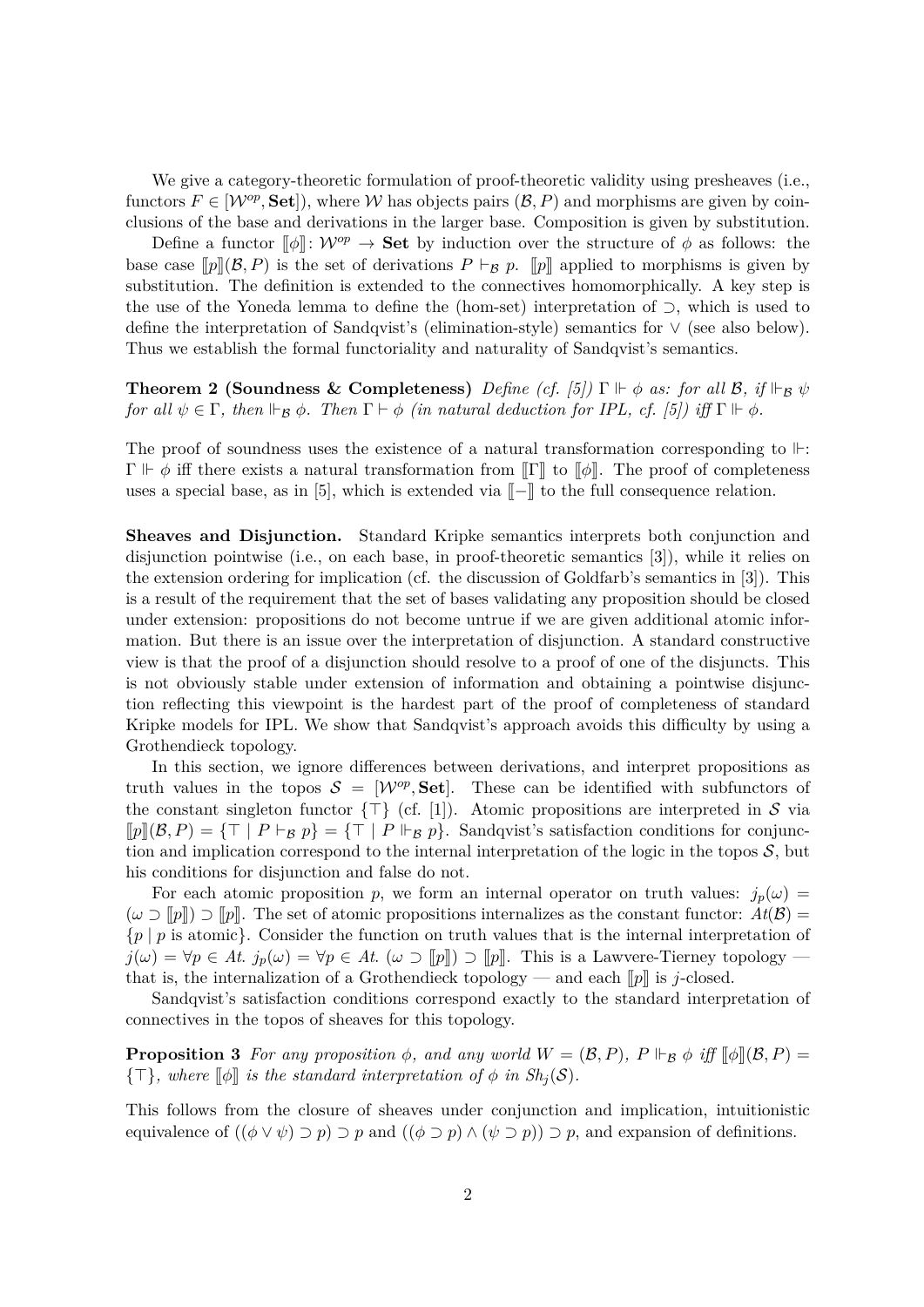We give a category-theoretic formulation of proof-theoretic validity using presheaves (i.e., functors $F \in [\mathcal{W}^{op}, \mathbf{Set}]$), where $\mathcal{W}$ has objects pairs $(\mathcal{B}, P)$ and morphisms are given by coinclusions of the base and derivations in the larger base. Composition is given by substitution.

Define a functor $[\![\phi]\!]\colon \mathcal{W}^{op} \to \mathbf{Set}$ by induction over the structure of $\phi$ as follows: the base case $[\![p]\!](\mathcal{B}, P)$ is the set of derivations $P \vdash_{\mathcal{B}} p$. $[\![p]\!]$ applied to morphisms is given by substitution. The definition is extended to the connectives homomorphically. A key step is the use of the Yoneda lemma to define the (hom-set) interpretation of $\supset$, which is used to define the interpretation of Sandqvist's (elimination-style) semantics for $\vee$ (see also below). Thus we establish the formal functoriality and naturality of Sandqvist's semantics.

**Theorem 2 (Soundness & Completeness)** *Define (cf. [5]) $\Gamma \Vdash \phi$ as: for all $\mathcal{B}$, if $\Vdash_{\mathcal{B}} \psi$ for all $\psi \in \Gamma$, then $\Vdash_{\mathcal{B}} \phi$. Then $\Gamma \vdash \phi$ (in natural deduction for IPL, cf. [5]) iff $\Gamma \Vdash \phi$.*

The proof of soundness uses the existence of a natural transformation corresponding to $\Vdash$: $\Gamma \Vdash \phi$ iff there exists a natural transformation from $[\![\Gamma]\!]$ to $[\![\phi]\!]$. The proof of completeness uses a special base, as in [5], which is extended via $[\![-]\!]$ to the full consequence relation.

**Sheaves and Disjunction.** Standard Kripke semantics interprets both conjunction and disjunction pointwise (i.e., on each base, in proof-theoretic semantics [3]), while it relies on the extension ordering for implication (cf. the discussion of Goldfarb's semantics in [3]). This is a result of the requirement that the set of bases validating any proposition should be closed under extension: propositions do not become untrue if we are given additional atomic information. But there is an issue over the interpretation of disjunction. A standard constructive view is that the proof of a disjunction should resolve to a proof of one of the disjuncts. This is not obviously stable under extension of information and obtaining a pointwise disjunction reflecting this viewpoint is the hardest part of the proof of completeness of standard Kripke models for IPL. We show that Sandqvist's approach avoids this difficulty by using a Grothendieck topology.

In this section, we ignore differences between derivations, and interpret propositions as truth values in the topos $\mathcal{S} = [\mathcal{W}^{op}, \mathbf{Set}]$. These can be identified with subfunctors of the constant singleton functor $\{\top\}$ (cf. [1]). Atomic propositions are interpreted in $\mathcal{S}$ via $[\![p]\!](\mathcal{B}, P) = \{\top \mid P \vdash_{\mathcal{B}} p\} = \{\top \mid P \Vdash_{\mathcal{B}} p\}$. Sandqvist's satisfaction conditions for conjunction and implication correspond to the internal interpretation of the logic in the topos $\mathcal{S}$, but his conditions for disjunction and false do not.

For each atomic proposition $p$, we form an internal operator on truth values: $j_p(\omega) = (\omega \supset [\![p]\!]) \supset [\![p]\!]$. The set of atomic propositions internalizes as the constant functor: $At(\mathcal{B}) = \{p \mid p \text{ is atomic}\}$. Consider the function on truth values that is the internal interpretation of $j(\omega) = \forall p \in At.\ j_p(\omega) = \forall p \in At.\ (\omega \supset [\![p]\!]) \supset [\![p]\!]$. This is a Lawvere-Tierney topology — that is, the internalization of a Grothendieck topology — and each $[\![p]\!]$ is $j$-closed.

Sandqvist's satisfaction conditions correspond exactly to the standard interpretation of connectives in the topos of sheaves for this topology.

**Proposition 3** *For any proposition $\phi$, and any world $W = (\mathcal{B}, P)$, $P \Vdash_{\mathcal{B}} \phi$ iff $[\![\phi]\!](\mathcal{B}, P) = \{\top\}$, where $[\![\phi]\!]$ is the standard interpretation of $\phi$ in $Sh_j(\mathcal{S})$.*

This follows from the closure of sheaves under conjunction and implication, intuitionistic equivalence of $((\phi \vee \psi) \supset p) \supset p$ and $((\phi \supset p) \wedge (\psi \supset p)) \supset p$, and expansion of definitions.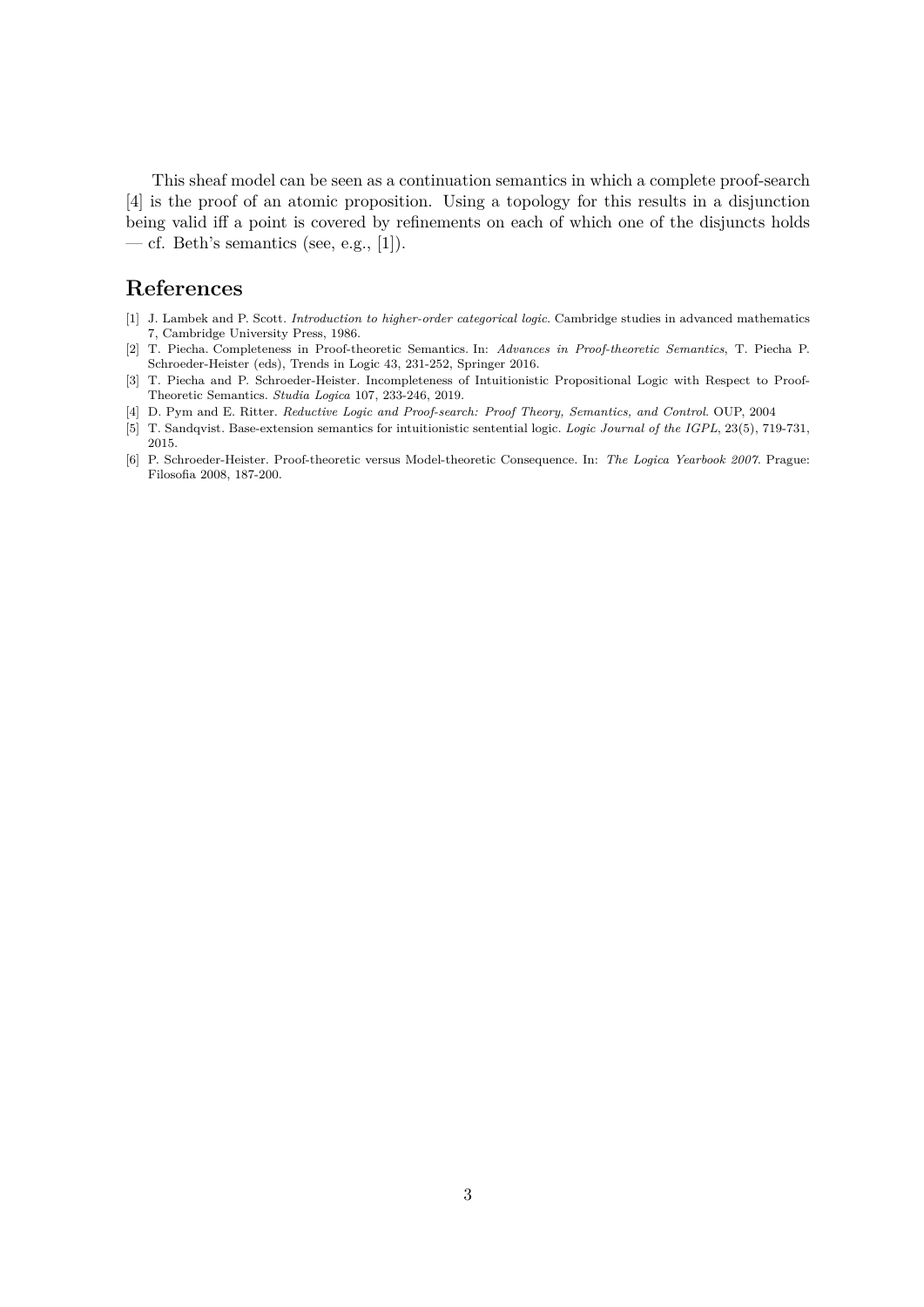This sheaf model can be seen as a continuation semantics in which a complete proof-search [4] is the proof of an atomic proposition. Using a topology for this results in a disjunction being valid iff a point is covered by refinements on each of which one of the disjuncts holds — cf. Beth's semantics (see, e.g., [1]).

## References

[1] J. Lambek and P. Scott. *Introduction to higher-order categorical logic*. Cambridge studies in advanced mathematics 7, Cambridge University Press, 1986.

[2] T. Piecha. Completeness in Proof-theoretic Semantics. In: *Advances in Proof-theoretic Semantics*, T. Piecha P. Schroeder-Heister (eds), Trends in Logic 43, 231-252, Springer 2016.

[3] T. Piecha and P. Schroeder-Heister. Incompleteness of Intuitionistic Propositional Logic with Respect to Proof-Theoretic Semantics. *Studia Logica* 107, 233-246, 2019.

[4] D. Pym and E. Ritter. *Reductive Logic and Proof-search: Proof Theory, Semantics, and Control*. OUP, 2004

[5] T. Sandqvist. Base-extension semantics for intuitionistic sentential logic. *Logic Journal of the IGPL*, 23(5), 719-731, 2015.

[6] P. Schroeder-Heister. Proof-theoretic versus Model-theoretic Consequence. In: *The Logica Yearbook 2007*. Prague: Filosofia 2008, 187-200.